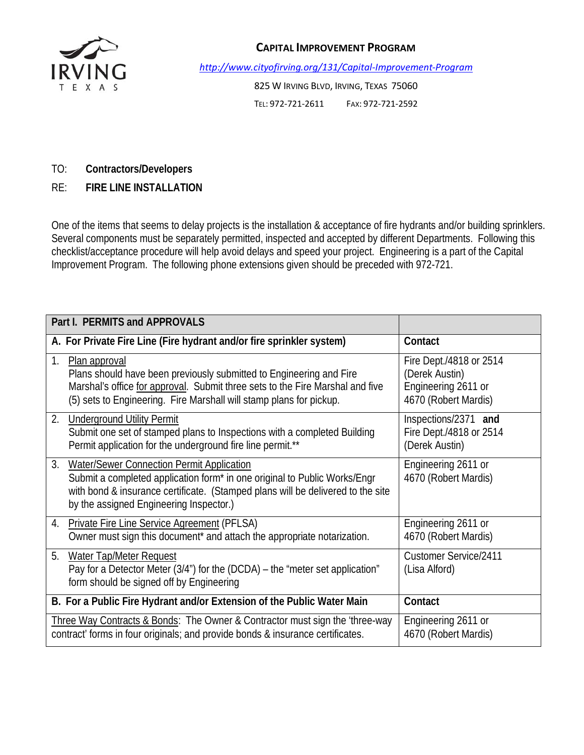IRVING TEXAS

## CAPITAL IMPROVEMENT PROGRAM

http://www.cityofirving.org/131/Capital-Improvement-Program

825 W IRVING BLVD, IRVING, TEXAS 75060

TEL: 972-721-2611 FAX: 972-721-2592

TO: **Contractors/Developers**

RE: **FIRE LINE INSTALLATION**

One of the items that seems to delay projects is the installation & acceptance of fire hydrants and/or building sprinklers. Several components must be separately permitted, inspected and accepted by different Departments. Following this checklist/acceptance procedure will help avoid delays and speed your project. Engineering is a part of the Capital Improvement Program. The following phone extensions given should be preceded with 972-721.

| **Part I. PERMITS and APPROVALS** | |
|---|---|
| **A. For Private Fire Line (Fire hydrant and/or fire sprinkler system)** | **Contact** |
| 1. Plan approval<br>Plans should have been previously submitted to Engineering and Fire Marshal's office for approval. Submit three sets to the Fire Marshal and five (5) sets to Engineering. Fire Marshall will stamp plans for pickup. | Fire Dept./4818 or 2514 (Derek Austin)<br>Engineering 2611 or 4670 (Robert Mardis) |
| 2. Underground Utility Permit<br>Submit one set of stamped plans to Inspections with a completed Building Permit application for the underground fire line permit.** | Inspections/2371 **and** Fire Dept./4818 or 2514 (Derek Austin) |
| 3. Water/Sewer Connection Permit Application<br>Submit a completed application form* in one original to Public Works/Engr with bond & insurance certificate. (Stamped plans will be delivered to the site by the assigned Engineering Inspector.) | Engineering 2611 or 4670 (Robert Mardis) |
| 4. Private Fire Line Service Agreement (PFLSA)<br>Owner must sign this document* and attach the appropriate notarization. | Engineering 2611 or 4670 (Robert Mardis) |
| 5. Water Tap/Meter Request<br>Pay for a Detector Meter (3/4") for the (DCDA) – the "meter set application" form should be signed off by Engineering | Customer Service/2411 (Lisa Alford) |
| **B. For a Public Fire Hydrant and/or Extension of the Public Water Main** | **Contact** |
| Three Way Contracts & Bonds: The Owner & Contractor must sign the 'three-way contract' forms in four originals; and provide bonds & insurance certificates. | Engineering 2611 or 4670 (Robert Mardis) |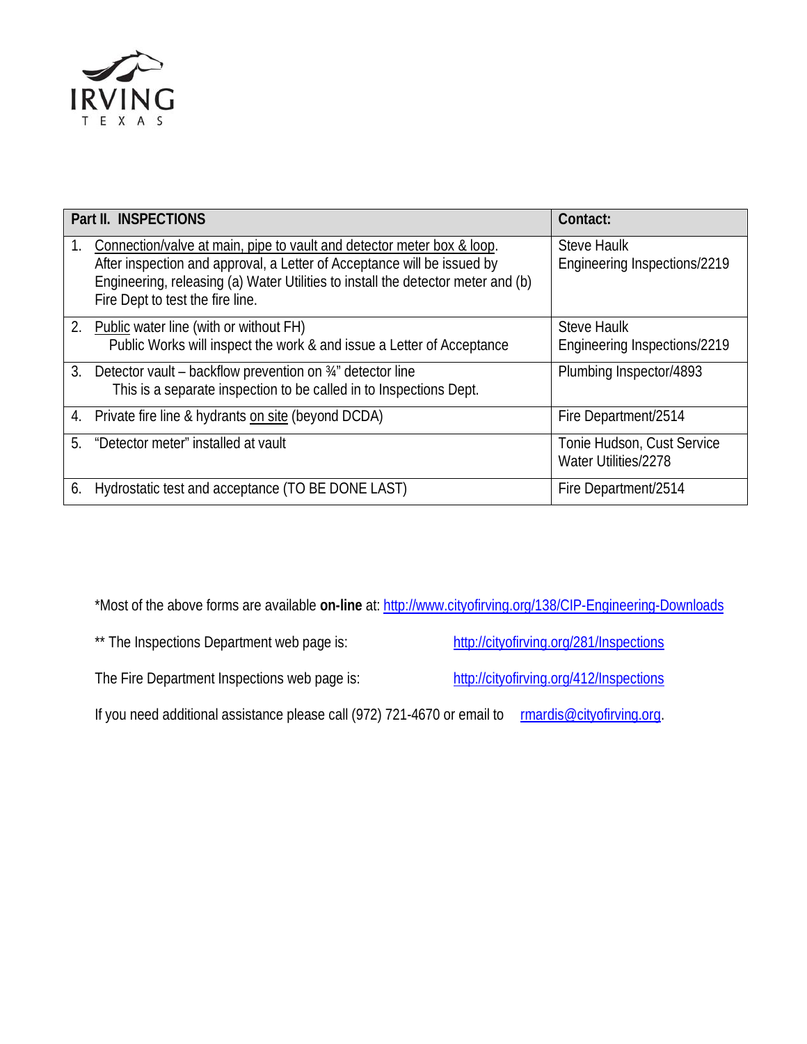| Part II. INSPECTIONS | Contact: |
|---|---|
| 1. Connection/valve at main, pipe to vault and detector meter box & loop. After inspection and approval, a Letter of Acceptance will be issued by Engineering, releasing (a) Water Utilities to install the detector meter and (b) Fire Dept to test the fire line. | Steve Haulk<br>Engineering Inspections/2219 |
| 2. Public water line (with or without FH)<br>Public Works will inspect the work & and issue a Letter of Acceptance | Steve Haulk<br>Engineering Inspections/2219 |
| 3. Detector vault – backflow prevention on ¾" detector line<br>This is a separate inspection to be called in to Inspections Dept. | Plumbing Inspector/4893 |
| 4. Private fire line & hydrants on site (beyond DCDA) | Fire Department/2514 |
| 5. "Detector meter" installed at vault | Tonie Hudson, Cust Service<br>Water Utilities/2278 |
| 6. Hydrostatic test and acceptance (TO BE DONE LAST) | Fire Department/2514 |

*Most of the above forms are available **on-line** at: http://www.cityofirving.org/138/CIP-Engineering-Downloads

** The Inspections Department web page is: http://cityofirving.org/281/Inspections

The Fire Department Inspections web page is: http://cityofirving.org/412/Inspections

If you need additional assistance please call (972) 721-4670 or email to rmardis@cityofirving.org.